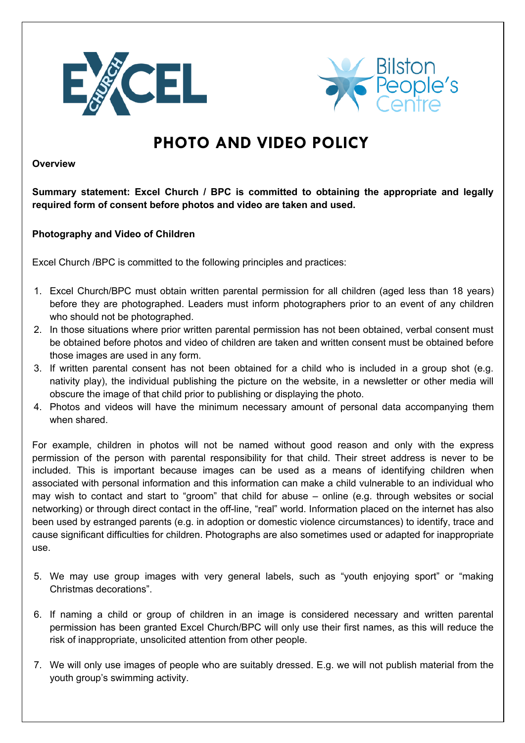# PHOTO AND VIDEO POLICY

**Overview**

**Summary statement: Excel Church / BPC is committed to obtaining the appropriate and legally required form of consent before photos and video are taken and used.**

**Photography and Video of Children**

Excel Church /BPC is committed to the following principles and practices:

1. Excel Church/BPC must obtain written parental permission for all children (aged less than 18 years) before they are photographed. Leaders must inform photographers prior to an event of any children who should not be photographed.
2. In those situations where prior written parental permission has not been obtained, verbal consent must be obtained before photos and video of children are taken and written consent must be obtained before those images are used in any form.
3. If written parental consent has not been obtained for a child who is included in a group shot (e.g. nativity play), the individual publishing the picture on the website, in a newsletter or other media will obscure the image of that child prior to publishing or displaying the photo.
4. Photos and videos will have the minimum necessary amount of personal data accompanying them when shared.

For example, children in photos will not be named without good reason and only with the express permission of the person with parental responsibility for that child. Their street address is never to be included. This is important because images can be used as a means of identifying children when associated with personal information and this information can make a child vulnerable to an individual who may wish to contact and start to "groom" that child for abuse – online (e.g. through websites or social networking) or through direct contact in the off-line, "real" world. Information placed on the internet has also been used by estranged parents (e.g. in adoption or domestic violence circumstances) to identify, trace and cause significant difficulties for children. Photographs are also sometimes used or adapted for inappropriate use.

5. We may use group images with very general labels, such as "youth enjoying sport" or "making Christmas decorations".

6. If naming a child or group of children in an image is considered necessary and written parental permission has been granted Excel Church/BPC will only use their first names, as this will reduce the risk of inappropriate, unsolicited attention from other people.

7. We will only use images of people who are suitably dressed. E.g. we will not publish material from the youth group's swimming activity.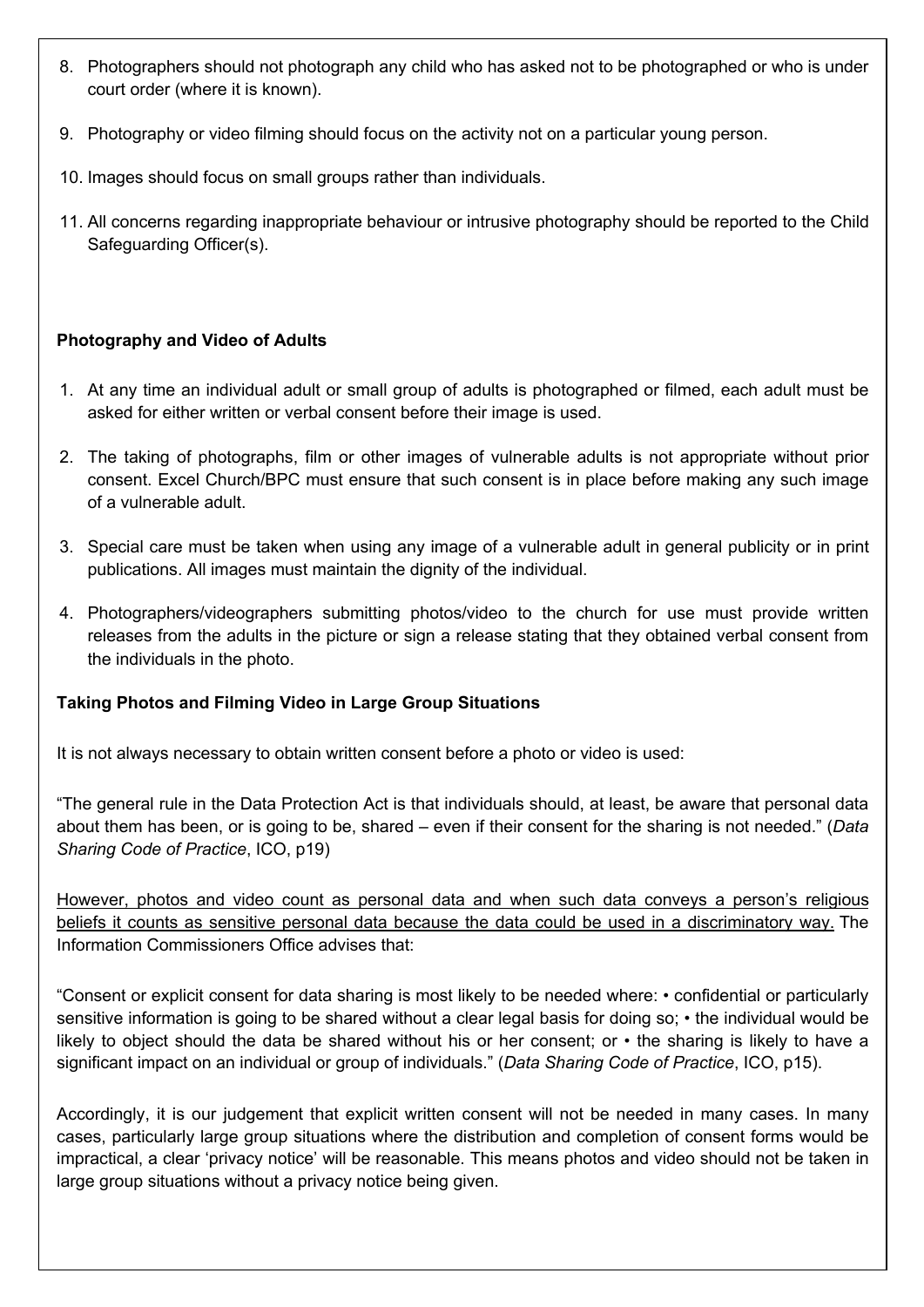8. Photographers should not photograph any child who has asked not to be photographed or who is under court order (where it is known).

9. Photography or video filming should focus on the activity not on a particular young person.

10. Images should focus on small groups rather than individuals.

11. All concerns regarding inappropriate behaviour or intrusive photography should be reported to the Child Safeguarding Officer(s).

**Photography and Video of Adults**

1. At any time an individual adult or small group of adults is photographed or filmed, each adult must be asked for either written or verbal consent before their image is used.

2. The taking of photographs, film or other images of vulnerable adults is not appropriate without prior consent. Excel Church/BPC must ensure that such consent is in place before making any such image of a vulnerable adult.

3. Special care must be taken when using any image of a vulnerable adult in general publicity or in print publications. All images must maintain the dignity of the individual.

4. Photographers/videographers submitting photos/video to the church for use must provide written releases from the adults in the picture or sign a release stating that they obtained verbal consent from the individuals in the photo.

**Taking Photos and Filming Video in Large Group Situations**

It is not always necessary to obtain written consent before a photo or video is used:

"The general rule in the Data Protection Act is that individuals should, at least, be aware that personal data about them has been, or is going to be, shared – even if their consent for the sharing is not needed." (*Data Sharing Code of Practice*, ICO, p19)

<u>However, photos and video count as personal data and when such data conveys a person's religious beliefs it counts as sensitive personal data because the data could be used in a discriminatory way.</u> The Information Commissioners Office advises that:

"Consent or explicit consent for data sharing is most likely to be needed where: • confidential or particularly sensitive information is going to be shared without a clear legal basis for doing so; • the individual would be likely to object should the data be shared without his or her consent; or • the sharing is likely to have a significant impact on an individual or group of individuals." (*Data Sharing Code of Practice*, ICO, p15).

Accordingly, it is our judgement that explicit written consent will not be needed in many cases. In many cases, particularly large group situations where the distribution and completion of consent forms would be impractical, a clear 'privacy notice' will be reasonable. This means photos and video should not be taken in large group situations without a privacy notice being given.